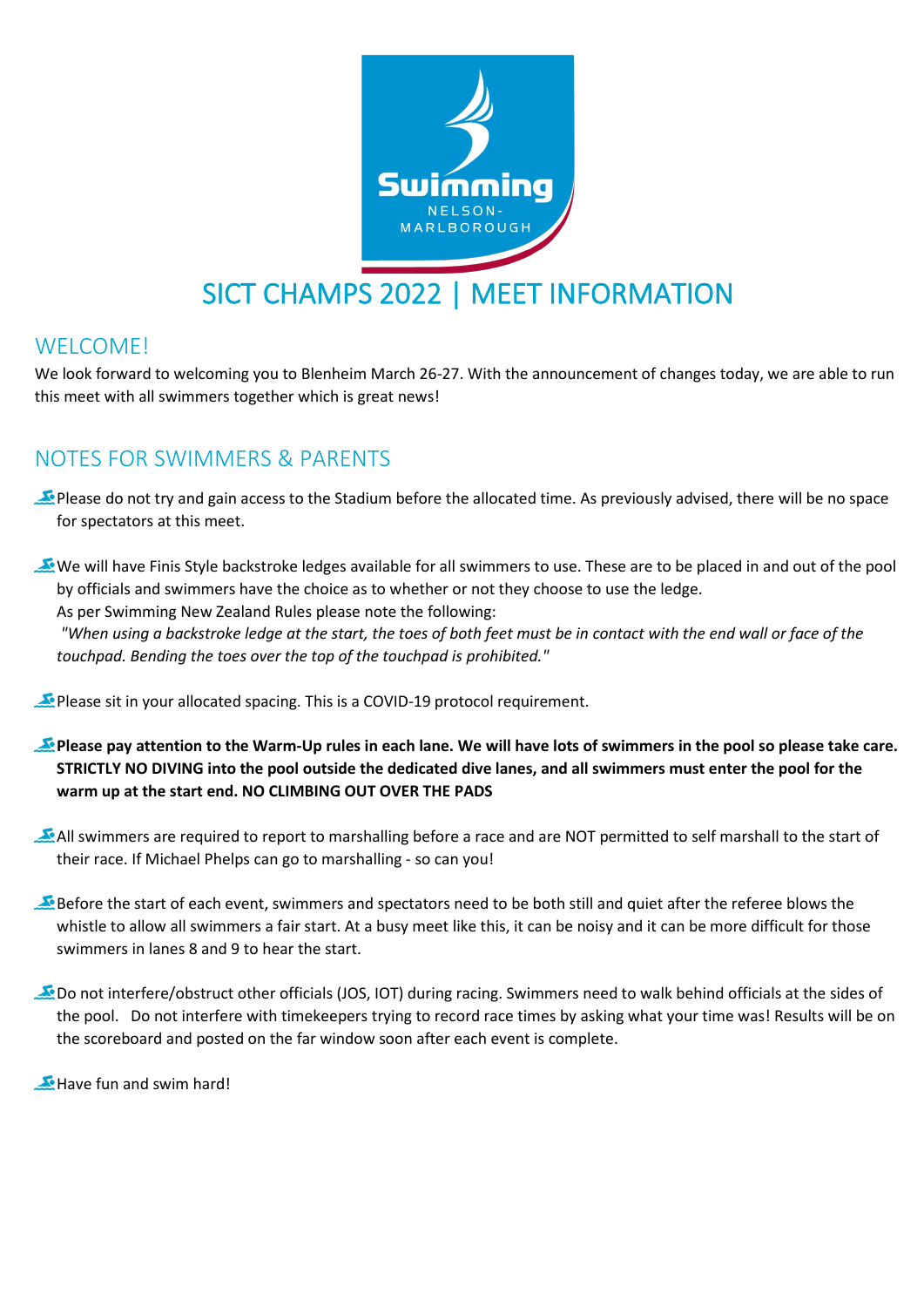Swimming NELSON-MARLBOROUGH

# SICT CHAMPS 2022 | MEET INFORMATION

## WELCOME!

We look forward to welcoming you to Blenheim March 26-27. With the announcement of changes today, we are able to run this meet with all swimmers together which is great news!

## NOTES FOR SWIMMERS & PARENTS

- Please do not try and gain access to the Stadium before the allocated time. As previously advised, there will be no space for spectators at this meet.
- We will have Finis Style backstroke ledges available for all swimmers to use. These are to be placed in and out of the pool by officials and swimmers have the choice as to whether or not they choose to use the ledge.
  As per Swimming New Zealand Rules please note the following:
  *"When using a backstroke ledge at the start, the toes of both feet must be in contact with the end wall or face of the touchpad. Bending the toes over the top of the touchpad is prohibited."*
- Please sit in your allocated spacing. This is a COVID-19 protocol requirement.
- **Please pay attention to the Warm-Up rules in each lane. We will have lots of swimmers in the pool so please take care. STRICTLY NO DIVING into the pool outside the dedicated dive lanes, and all swimmers must enter the pool for the warm up at the start end. NO CLIMBING OUT OVER THE PADS**
- All swimmers are required to report to marshalling before a race and are NOT permitted to self marshall to the start of their race. If Michael Phelps can go to marshalling - so can you!
- Before the start of each event, swimmers and spectators need to be both still and quiet after the referee blows the whistle to allow all swimmers a fair start. At a busy meet like this, it can be noisy and it can be more difficult for those swimmers in lanes 8 and 9 to hear the start.
- Do not interfere/obstruct other officials (JOS, IOT) during racing. Swimmers need to walk behind officials at the sides of the pool. Do not interfere with timekeepers trying to record race times by asking what your time was! Results will be on the scoreboard and posted on the far window soon after each event is complete.
- Have fun and swim hard!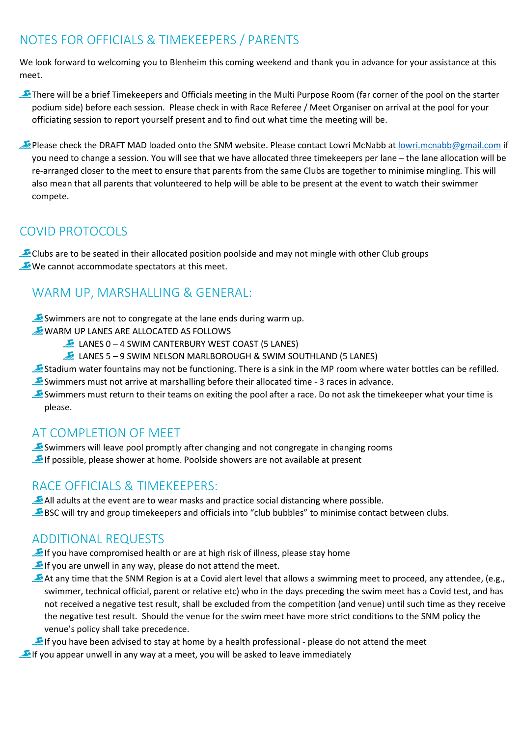## NOTES FOR OFFICIALS & TIMEKEEPERS / PARENTS

We look forward to welcoming you to Blenheim this coming weekend and thank you in advance for your assistance at this meet.

- There will be a brief Timekeepers and Officials meeting in the Multi Purpose Room (far corner of the pool on the starter podium side) before each session. Please check in with Race Referee / Meet Organiser on arrival at the pool for your officiating session to report yourself present and to find out what time the meeting will be.

- Please check the DRAFT MAD loaded onto the SNM website. Please contact Lowri McNabb at lowri.mcnabb@gmail.com if you need to change a session. You will see that we have allocated three timekeepers per lane – the lane allocation will be re-arranged closer to the meet to ensure that parents from the same Clubs are together to minimise mingling. This will also mean that all parents that volunteered to help will be able to be present at the event to watch their swimmer compete.

## COVID PROTOCOLS

- Clubs are to be seated in their allocated position poolside and may not mingle with other Club groups
- We cannot accommodate spectators at this meet.

### WARM UP, MARSHALLING & GENERAL:

- Swimmers are not to congregate at the lane ends during warm up.
- WARM UP LANES ARE ALLOCATED AS FOLLOWS
  - LANES 0 – 4 SWIM CANTERBURY WEST COAST (5 LANES)
  - LANES 5 – 9 SWIM NELSON MARLBOROUGH & SWIM SOUTHLAND (5 LANES)
- Stadium water fountains may not be functioning. There is a sink in the MP room where water bottles can be refilled.
- Swimmers must not arrive at marshalling before their allocated time - 3 races in advance.
- Swimmers must return to their teams on exiting the pool after a race. Do not ask the timekeeper what your time is please.

### AT COMPLETION OF MEET

- Swimmers will leave pool promptly after changing and not congregate in changing rooms
- If possible, please shower at home. Poolside showers are not available at present

### RACE OFFICIALS & TIMEKEEPERS:

- All adults at the event are to wear masks and practice social distancing where possible.
- BSC will try and group timekeepers and officials into "club bubbles" to minimise contact between clubs.

### ADDITIONAL REQUESTS

- If you have compromised health or are at high risk of illness, please stay home
- If you are unwell in any way, please do not attend the meet.
- At any time that the SNM Region is at a Covid alert level that allows a swimming meet to proceed, any attendee, (e.g., swimmer, technical official, parent or relative etc) who in the days preceding the swim meet has a Covid test, and has not received a negative test result, shall be excluded from the competition (and venue) until such time as they receive the negative test result. Should the venue for the swim meet have more strict conditions to the SNM policy the venue's policy shall take precedence.
- If you have been advised to stay at home by a health professional - please do not attend the meet
- If you appear unwell in any way at a meet, you will be asked to leave immediately